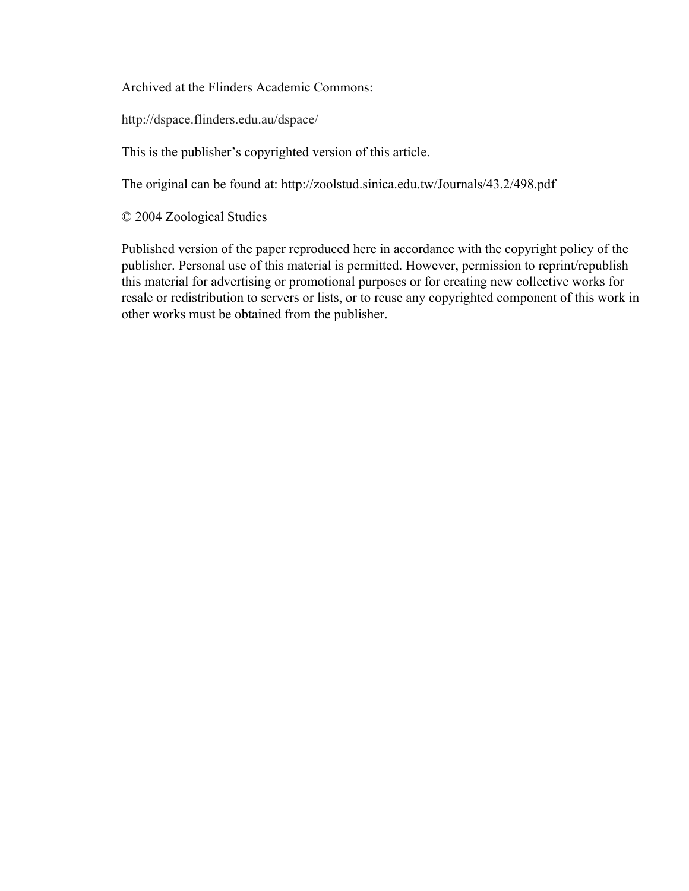Archived at the Flinders Academic Commons:

http://dspace.flinders.edu.au/dspace/

This is the publisher's copyrighted version of this article.

The original can be found at: http://zoolstud.sinica.edu.tw/Journals/43.2/498.pdf

© 2004 Zoological Studies

Published version of the paper reproduced here in accordance with the copyright policy of the publisher. Personal use of this material is permitted. However, permission to reprint/republish this material for advertising or promotional purposes or for creating new collective works for resale or redistribution to servers or lists, or to reuse any copyrighted component of this work in other works must be obtained from the publisher.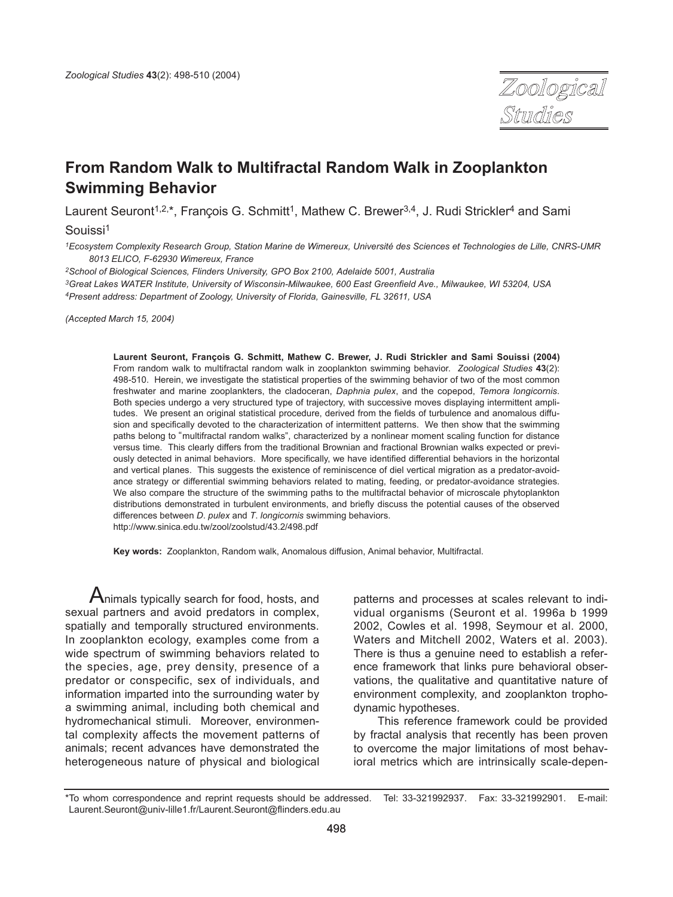# From Random Walk to Multifractal Random Walk in Zooplankton Swimming Behavior

Laurent Seuront[1,2,*], François G. Schmitt[1], Mathew C. Brewer[3,4], J. Rudi Strickler[4] and Sami Souissi[1]

[1]*Ecosystem Complexity Research Group, Station Marine de Wimereux, Université des Sciences et Technologies de Lille, CNRS-UMR 8013 ELICO, F-62930 Wimereux, France*

[2]*School of Biological Sciences, Flinders University, GPO Box 2100, Adelaide 5001, Australia*

[3]*Great Lakes WATER Institute, University of Wisconsin-Milwaukee, 600 East Greenfield Ave., Milwaukee, WI 53204, USA*

[4]*Present address: Department of Zoology, University of Florida, Gainesville, FL 32611, USA*

*(Accepted March 15, 2004)*

**Laurent Seuront, François G. Schmitt, Mathew C. Brewer, J. Rudi Strickler and Sami Souissi (2004)** From random walk to multifractal random walk in zooplankton swimming behavior. *Zoological Studies* **43**(2): 498-510. Herein, we investigate the statistical properties of the swimming behavior of two of the most common freshwater and marine zooplankters, the cladoceran, *Daphnia pulex*, and the copepod, *Temora longicornis*. Both species undergo a very structured type of trajectory, with successive moves displaying intermittent amplitudes. We present an original statistical procedure, derived from the fields of turbulence and anomalous diffusion and specifically devoted to the characterization of intermittent patterns. We then show that the swimming paths belong to "multifractal random walks", characterized by a nonlinear moment scaling function for distance versus time. This clearly differs from the traditional Brownian and fractional Brownian walks expected or previously detected in animal behaviors. More specifically, we have identified differential behaviors in the horizontal and vertical planes. This suggests the existence of reminiscence of diel vertical migration as a predator-avoidance strategy or differential swimming behaviors related to mating, feeding, or predator-avoidance strategies. We also compare the structure of the swimming paths to the multifractal behavior of microscale phytoplankton distributions demonstrated in turbulent environments, and briefly discuss the potential causes of the observed differences between *D. pulex* and *T. longicornis* swimming behaviors.
http://www.sinica.edu.tw/zool/zoolstud/43.2/498.pdf

**Key words:** Zooplankton, Random walk, Anomalous diffusion, Animal behavior, Multifractal.

Animals typically search for food, hosts, and sexual partners and avoid predators in complex, spatially and temporally structured environments. In zooplankton ecology, examples come from a wide spectrum of swimming behaviors related to the species, age, prey density, presence of a predator or conspecific, sex of individuals, and information imparted into the surrounding water by a swimming animal, including both chemical and hydromechanical stimuli. Moreover, environmental complexity affects the movement patterns of animals; recent advances have demonstrated the heterogeneous nature of physical and biological patterns and processes at scales relevant to individual organisms (Seuront et al. 1996a b 1999 2002, Cowles et al. 1998, Seymour et al. 2000, Waters and Mitchell 2002, Waters et al. 2003). There is thus a genuine need to establish a reference framework that links pure behavioral observations, the qualitative and quantitative nature of environment complexity, and zooplankton trophodynamic hypotheses.

This reference framework could be provided by fractal analysis that recently has been proven to overcome the major limitations of most behavioral metrics which are intrinsically scale-depen-

*To whom correspondence and reprint requests should be addressed. Tel: 33-321992937. Fax: 33-321992901. E-mail: Laurent.Seuront@univ-lille1.fr/Laurent.Seuront@flinders.edu.au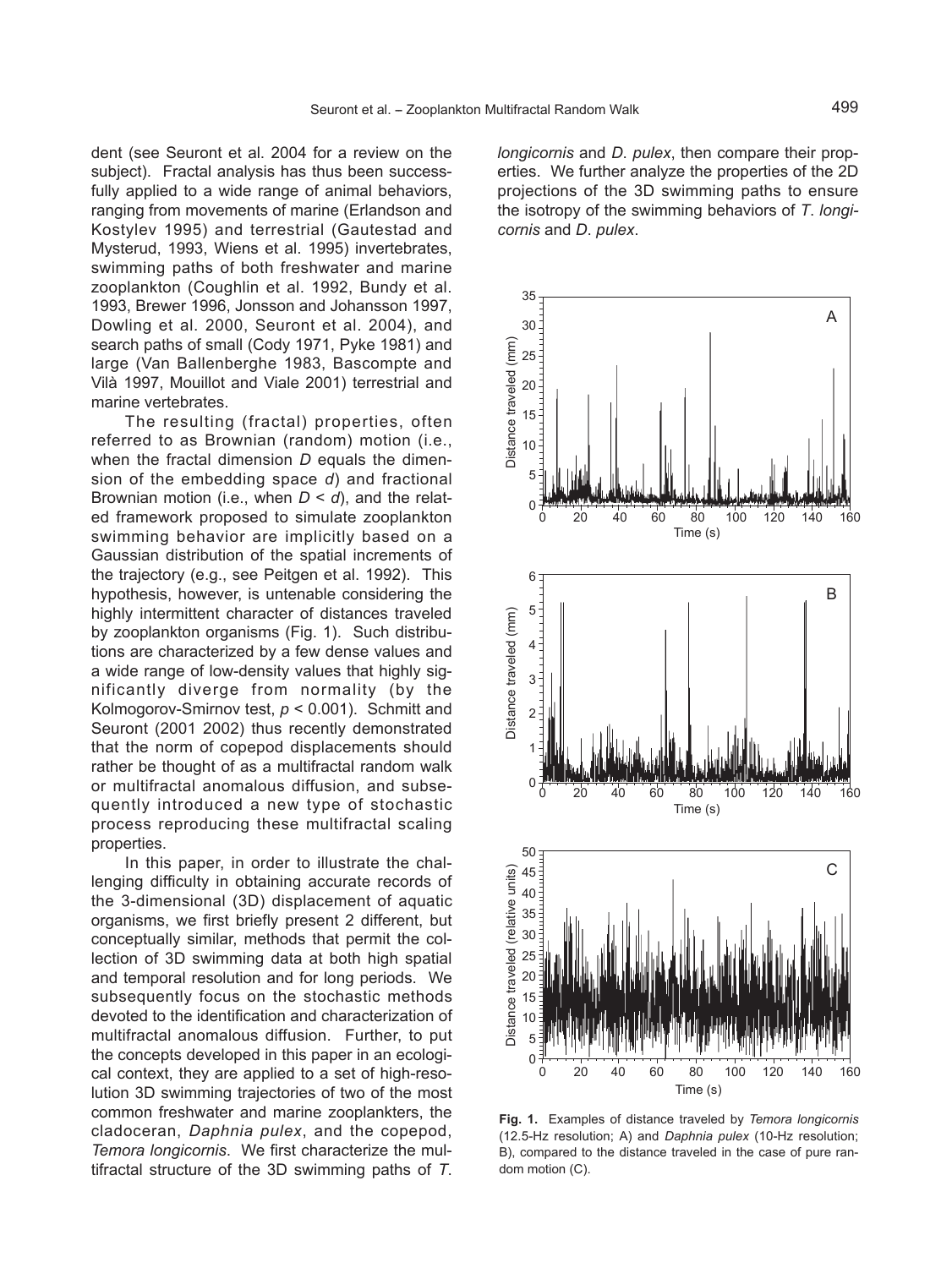dent (see Seuront et al. 2004 for a review on the subject). Fractal analysis has thus been successfully applied to a wide range of animal behaviors, ranging from movements of marine (Erlandson and Kostylev 1995) and terrestrial (Gautestad and Mysterud, 1993, Wiens et al. 1995) invertebrates, swimming paths of both freshwater and marine zooplankton (Coughlin et al. 1992, Bundy et al. 1993, Brewer 1996, Jonsson and Johansson 1997, Dowling et al. 2000, Seuront et al. 2004), and search paths of small (Cody 1971, Pyke 1981) and large (Van Ballenberghe 1983, Bascompte and Vilà 1997, Mouillot and Viale 2001) terrestrial and marine vertebrates.

The resulting (fractal) properties, often referred to as Brownian (random) motion (i.e., when the fractal dimension $D$ equals the dimension of the embedding space $d$) and fractional Brownian motion (i.e., when $D < d$), and the related framework proposed to simulate zooplankton swimming behavior are implicitly based on a Gaussian distribution of the spatial increments of the trajectory (e.g., see Peitgen et al. 1992). This hypothesis, however, is untenable considering the highly intermittent character of distances traveled by zooplankton organisms (Fig. 1). Such distributions are characterized by a few dense values and a wide range of low-density values that highly significantly diverge from normality (by the Kolmogorov-Smirnov test, $p < 0.001$). Schmitt and Seuront (2001 2002) thus recently demonstrated that the norm of copepod displacements should rather be thought of as a multifractal random walk or multifractal anomalous diffusion, and subsequently introduced a new type of stochastic process reproducing these multifractal scaling properties.

In this paper, in order to illustrate the challenging difficulty in obtaining accurate records of the 3-dimensional (3D) displacement of aquatic organisms, we first briefly present 2 different, but conceptually similar, methods that permit the collection of 3D swimming data at both high spatial and temporal resolution and for long periods. We subsequently focus on the stochastic methods devoted to the identification and characterization of multifractal anomalous diffusion. Further, to put the concepts developed in this paper in an ecological context, they are applied to a set of high-resolution 3D swimming trajectories of two of the most common freshwater and marine zooplankters, the cladoceran, *Daphnia pulex*, and the copepod, *Temora longicornis*. We first characterize the multifractal structure of the 3D swimming paths of *T. longicornis* and *D. pulex*, then compare their properties. We further analyze the properties of the 2D projections of the 3D swimming paths to ensure the isotropy of the swimming behaviors of *T. longicornis* and *D. pulex*.

**Fig. 1.** Examples of distance traveled by *Temora longicornis* (12.5-Hz resolution; A) and *Daphnia pulex* (10-Hz resolution; B), compared to the distance traveled in the case of pure random motion (C).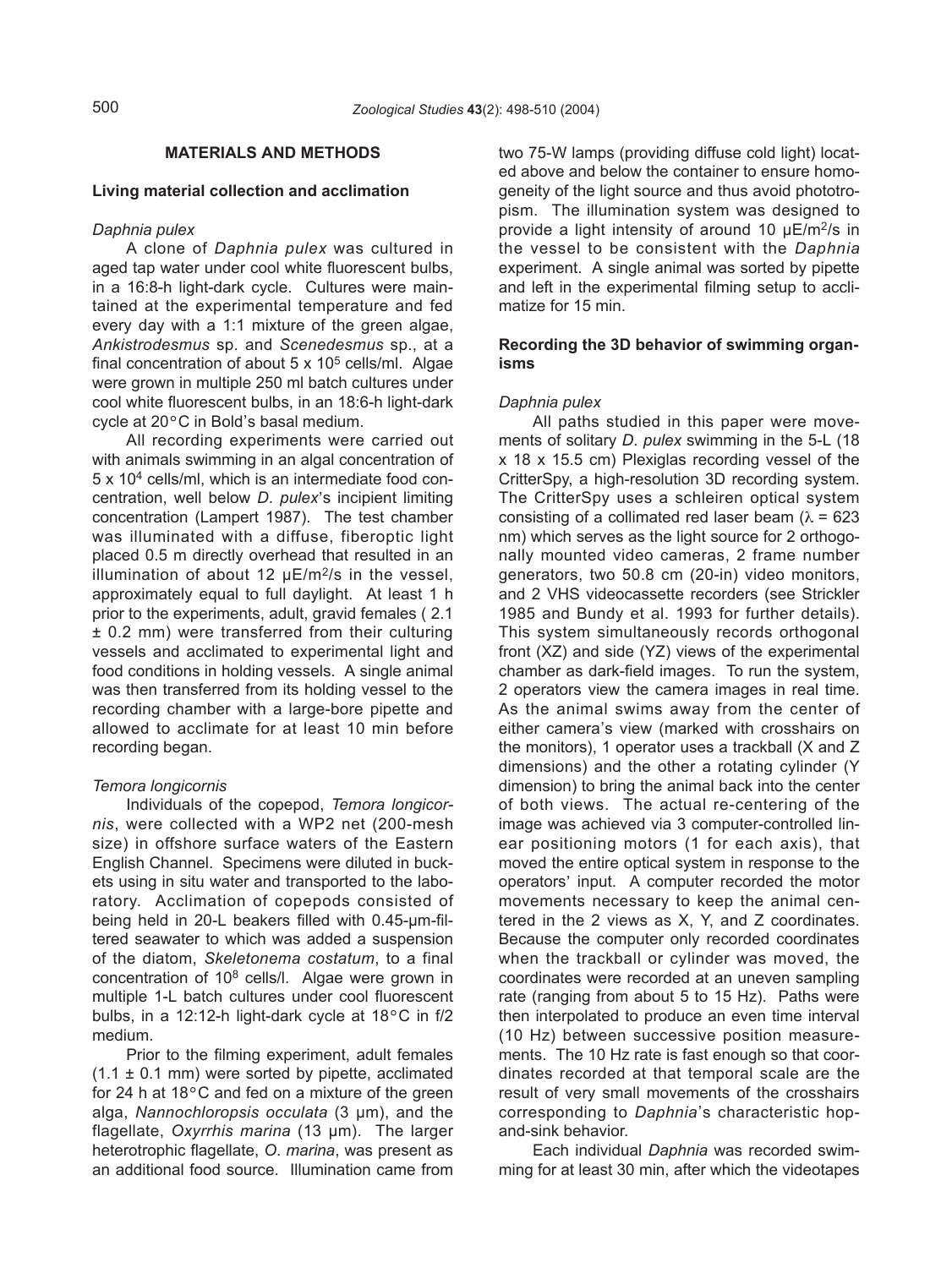## MATERIALS AND METHODS

### Living material collection and acclimation

#### *Daphnia pulex*

A clone of *Daphnia pulex* was cultured in aged tap water under cool white fluorescent bulbs, in a 16:8-h light-dark cycle. Cultures were maintained at the experimental temperature and fed every day with a 1:1 mixture of the green algae, *Ankistrodesmus* sp. and *Scenedesmus* sp., at a final concentration of about $5 \times 10^5$ cells/ml. Algae were grown in multiple 250 ml batch cultures under cool white fluorescent bulbs, in an 18:6-h light-dark cycle at 20°C in Bold's basal medium.

All recording experiments were carried out with animals swimming in an algal concentration of $5 \times 10^4$ cells/ml, which is an intermediate food concentration, well below *D. pulex*'s incipient limiting concentration (Lampert 1987). The test chamber was illuminated with a diffuse, fiberoptic light placed 0.5 m directly overhead that resulted in an illumination of about 12 μE/m$^2$/s in the vessel, approximately equal to full daylight. At least 1 h prior to the experiments, adult, gravid females ( 2.1 ± 0.2 mm) were transferred from their culturing vessels and acclimated to experimental light and food conditions in holding vessels. A single animal was then transferred from its holding vessel to the recording chamber with a large-bore pipette and allowed to acclimate for at least 10 min before recording began.

#### *Temora longicornis*

Individuals of the copepod, *Temora longicornis*, were collected with a WP2 net (200-mesh size) in offshore surface waters of the Eastern English Channel. Specimens were diluted in buckets using in situ water and transported to the laboratory. Acclimation of copepods consisted of being held in 20-L beakers filled with 0.45-μm-filtered seawater to which was added a suspension of the diatom, *Skeletonema costatum*, to a final concentration of $10^8$ cells/l. Algae were grown in multiple 1-L batch cultures under cool fluorescent bulbs, in a 12:12-h light-dark cycle at 18°C in f/2 medium.

Prior to the filming experiment, adult females (1.1 ± 0.1 mm) were sorted by pipette, acclimated for 24 h at 18°C and fed on a mixture of the green alga, *Nannochloropsis occulata* (3 μm), and the flagellate, *Oxyrrhis marina* (13 μm). The larger heterotrophic flagellate, *O. marina*, was present as an additional food source. Illumination came from two 75-W lamps (providing diffuse cold light) located above and below the container to ensure homogeneity of the light source and thus avoid phototropism. The illumination system was designed to provide a light intensity of around 10 μE/m$^2$/s in the vessel to be consistent with the *Daphnia* experiment. A single animal was sorted by pipette and left in the experimental filming setup to acclimatize for 15 min.

### Recording the 3D behavior of swimming organisms

#### *Daphnia pulex*

All paths studied in this paper were movements of solitary *D. pulex* swimming in the 5-L (18 x 18 x 15.5 cm) Plexiglas recording vessel of the CritterSpy, a high-resolution 3D recording system. The CritterSpy uses a schleiren optical system consisting of a collimated red laser beam ($\lambda$ = 623 nm) which serves as the light source for 2 orthogonally mounted video cameras, 2 frame number generators, two 50.8 cm (20-in) video monitors, and 2 VHS videocassette recorders (see Strickler 1985 and Bundy et al. 1993 for further details). This system simultaneously records orthogonal front (XZ) and side (YZ) views of the experimental chamber as dark-field images. To run the system, 2 operators view the camera images in real time. As the animal swims away from the center of either camera's view (marked with crosshairs on the monitors), 1 operator uses a trackball (X and Z dimensions) and the other a rotating cylinder (Y dimension) to bring the animal back into the center of both views. The actual re-centering of the image was achieved via 3 computer-controlled linear positioning motors (1 for each axis), that moved the entire optical system in response to the operators' input. A computer recorded the motor movements necessary to keep the animal centered in the 2 views as X, Y, and Z coordinates. Because the computer only recorded coordinates when the trackball or cylinder was moved, the coordinates were recorded at an uneven sampling rate (ranging from about 5 to 15 Hz). Paths were then interpolated to produce an even time interval (10 Hz) between successive position measurements. The 10 Hz rate is fast enough so that coordinates recorded at that temporal scale are the result of very small movements of the crosshairs corresponding to *Daphnia*'s characteristic hop-and-sink behavior.

Each individual *Daphnia* was recorded swimming for at least 30 min, after which the videotapes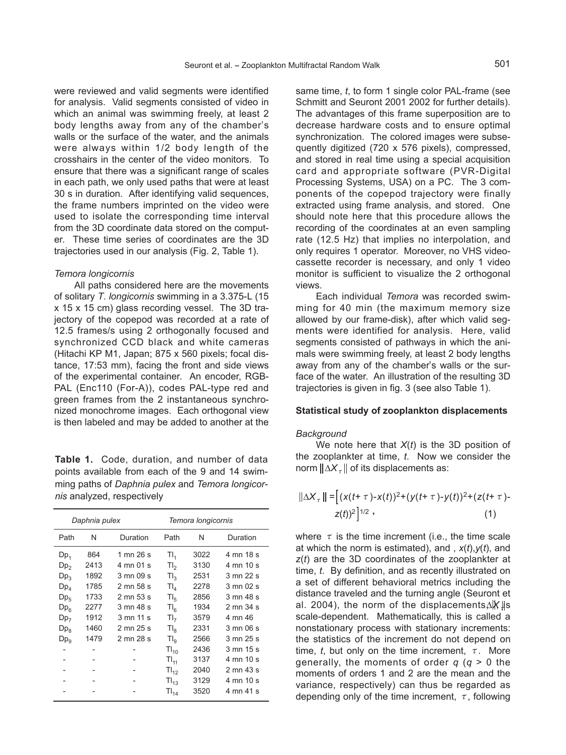were reviewed and valid segments were identified for analysis. Valid segments consisted of video in which an animal was swimming freely, at least 2 body lengths away from any of the chamber's walls or the surface of the water, and the animals were always within 1/2 body length of the crosshairs in the center of the video monitors. To ensure that there was a significant range of scales in each path, we only used paths that were at least 30 s in duration. After identifying valid sequences, the frame numbers imprinted on the video were used to isolate the corresponding time interval from the 3D coordinate data stored on the computer. These time series of coordinates are the 3D trajectories used in our analysis (Fig. 2, Table 1).

*Temora longicornis*

All paths considered here are the movements of solitary *T. longicornis* swimming in a 3.375-L (15 x 15 x 15 cm) glass recording vessel. The 3D trajectory of the copepod was recorded at a rate of 12.5 frames/s using 2 orthogonally focused and synchronized CCD black and white cameras (Hitachi KP M1, Japan; 875 x 560 pixels; focal distance, 17:53 mm), facing the front and side views of the experimental container. An encoder, RGB-PAL (Enc110 (For-A)), codes PAL-type red and green frames from the 2 instantaneous synchronized monochrome images. Each orthogonal view is then labeled and may be added to another at the same time, *t*, to form 1 single color PAL-frame (see Schmitt and Seuront 2001 2002 for further details). The advantages of this frame superposition are to decrease hardware costs and to ensure optimal synchronization. The colored images were subsequently digitized (720 x 576 pixels), compressed, and stored in real time using a special acquisition card and appropriate software (PVR-Digital Processing Systems, USA) on a PC. The 3 components of the copepod trajectory were finally extracted using frame analysis, and stored. One should note here that this procedure allows the recording of the coordinates at an even sampling rate (12.5 Hz) that implies no interpolation, and only requires 1 operator. Moreover, no VHS videocassette recorder is necessary, and only 1 video monitor is sufficient to visualize the 2 orthogonal views.

Each individual *Temora* was recorded swimming for 40 min (the maximum memory size allowed by our frame-disk), after which valid segments were identified for analysis. Here, valid segments consisted of pathways in which the animals were swimming freely, at least 2 body lengths away from any of the chamber's walls or the surface of the water. An illustration of the resulting 3D trajectories is given in fig. 3 (see also Table 1).

**Table 1.** Code, duration, and number of data points available from each of the 9 and 14 swimming paths of *Daphnia pulex* and *Temora longicornis* analyzed, respectively

| *Daphnia pulex* | | | *Temora longicornis* | | |
|---|---|---|---|---|---|
| Path | N | Duration | Path | N | Duration |
| $Dp_1$ | 864 | 1 mn 26 s | $Tl_1$ | 3022 | 4 mn 18 s |
| $Dp_2$ | 2413 | 4 mn 01 s | $Tl_2$ | 3130 | 4 mn 10 s |
| $Dp_3$ | 1892 | 3 mn 09 s | $Tl_3$ | 2531 | 3 mn 22 s |
| $Dp_4$ | 1785 | 2 mn 58 s | $Tl_4$ | 2278 | 3 mn 02 s |
| $Dp_5$ | 1733 | 2 mn 53 s | $Tl_5$ | 2856 | 3 mn 48 s |
| $Dp_6$ | 2277 | 3 mn 48 s | $Tl_6$ | 1934 | 2 mn 34 s |
| $Dp_7$ | 1912 | 3 mn 11 s | $Tl_7$ | 3579 | 4 mn 46 |
| $Dp_8$ | 1460 | 2 mn 25 s | $Tl_8$ | 2331 | 3 mn 06 s |
| $Dp_9$ | 1479 | 2 mn 28 s | $Tl_9$ | 2566 | 3 mn 25 s |
| - | - | - | $Tl_{10}$ | 2436 | 3 mn 15 s |
| - | - | - | $Tl_{11}$ | 3137 | 4 mn 10 s |
| - | - | - | $Tl_{12}$ | 2040 | 2 mn 43 s |
| - | - | - | $Tl_{13}$ | 3129 | 4 mn 10 s |
| - | - | - | $Tl_{14}$ | 3520 | 4 mn 41 s |

## Statistical study of zooplankton displacements

*Background*

We note here that $X(t)$ is the 3D position of the zooplankter at time, *t*. Now we consider the norm $\|\Delta X_\tau\|$ of its displacements as:

$$\|\Delta X_\tau\| = \left[(x(t+\tau)-x(t))^2+(y(t+\tau)-y(t))^2+(z(t+\tau)-z(t))^2\right]^{1/2}, \quad (1)$$

where $\tau$ is the time increment (i.e., the time scale at which the norm is estimated), and , $x(t)$,$y(t)$, and $z(t)$ are the 3D coordinates of the zooplankter at time, *t*. By definition, and as recently illustrated on a set of different behavioral metrics including the distance traveled and the turning angle (Seuront et al. 2004), the norm of the displacements $\|\Delta X_\tau\|$ is scale-dependent. Mathematically, this is called a nonstationary process with stationary increments: the statistics of the increment do not depend on time, *t*, but only on the time increment, $\tau$. More generally, the moments of order *q* ($q > 0$ the moments of orders 1 and 2 are the mean and the variance, respectively) can thus be regarded as depending only of the time increment, $\tau$, following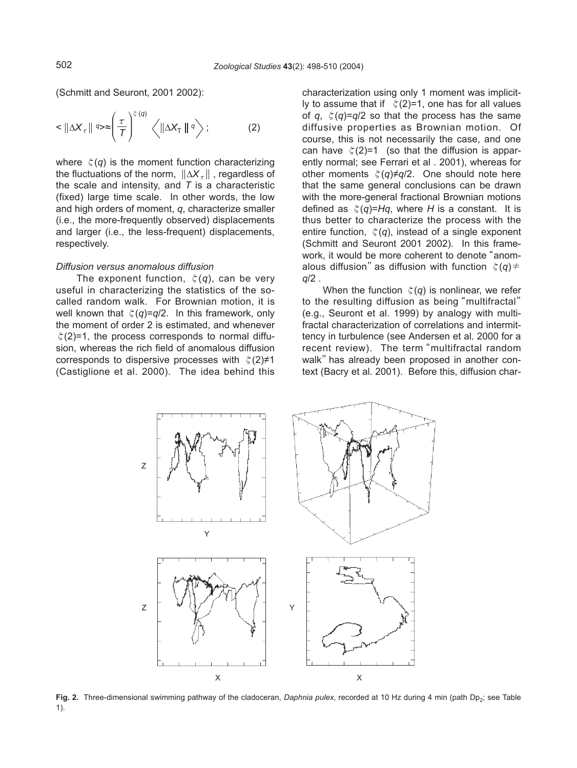(Schmitt and Seuront, 2001 2002):

$$< \|\Delta X_\tau\|^q > \approx \left(\frac{\tau}{T}\right)^{\zeta(q)} \left\langle \|\Delta X_T\|^q \right\rangle ; \qquad (2)$$

where $\zeta(q)$ is the moment function characterizing the fluctuations of the norm, $\|\Delta X_\tau\|$, regardless of the scale and intensity, and $T$ is a characteristic (fixed) large time scale. In other words, the low and high orders of moment, $q$, characterize smaller (i.e., the more-frequently observed) displacements and larger (i.e., the less-frequent) displacements, respectively.

### *Diffusion versus anomalous diffusion*

The exponent function, $\zeta(q)$, can be very useful in characterizing the statistics of the so-called random walk. For Brownian motion, it is well known that $\zeta(q)=q/2$. In this framework, only the moment of order 2 is estimated, and whenever $\zeta(2)=1$, the process corresponds to normal diffusion, whereas the rich field of anomalous diffusion corresponds to dispersive processes with $\zeta(2)\neq 1$ (Castiglione et al. 2000). The idea behind this characterization using only 1 moment was implicitly to assume that if $\zeta(2)=1$, one has for all values of $q$, $\zeta(q)=q/2$ so that the process has the same diffusive properties as Brownian motion. Of course, this is not necessarily the case, and one can have $\zeta(2)=1$ (so that the diffusion is apparently normal; see Ferrari et al . 2001), whereas for other moments $\zeta(q)\neq q/2$. One should note here that the same general conclusions can be drawn with the more-general fractional Brownian motions defined as $\zeta(q)=Hq$, where $H$ is a constant. It is thus better to characterize the process with the entire function, $\zeta(q)$, instead of a single exponent (Schmitt and Seuront 2001 2002). In this framework, it would be more coherent to denote "anomalous diffusion" as diffusion with function $\zeta(q)\neq q/2$ .

When the function $\zeta(q)$ is nonlinear, we refer to the resulting diffusion as being "multifractal" (e.g., Seuront et al. 1999) by analogy with multifractal characterization of correlations and intermittency in turbulence (see Andersen et al. 2000 for a recent review). The term "multifractal random walk" has already been proposed in another context (Bacry et al. 2001). Before this, diffusion char-

**Fig. 2.** Three-dimensional swimming pathway of the cladoceran, *Daphnia pulex*, recorded at 10 Hz during 4 min (path $Dp_2$; see Table 1).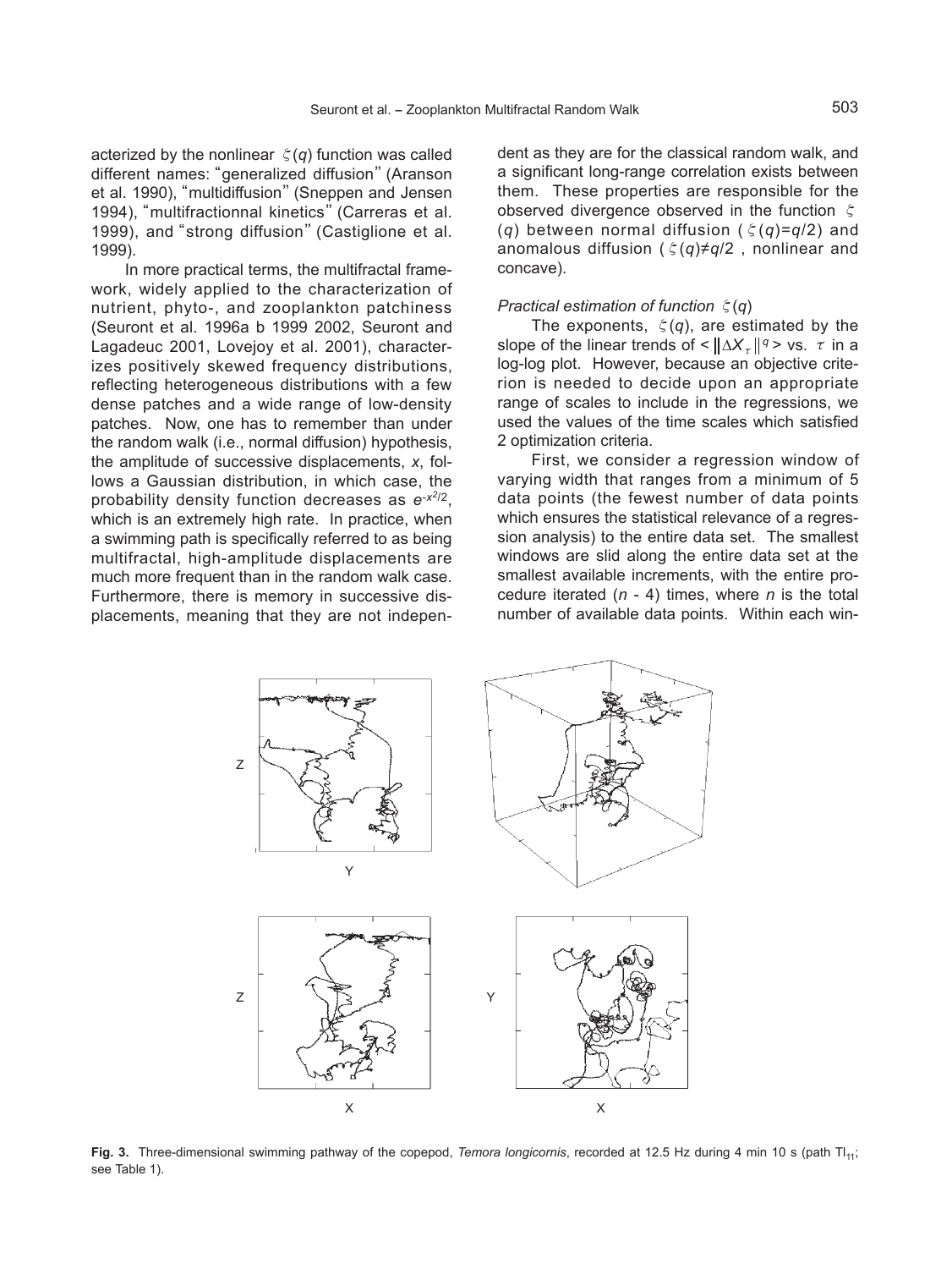acterized by the nonlinear $\zeta(q)$ function was called different names: "generalized diffusion" (Aranson et al. 1990), "multidiffusion" (Sneppen and Jensen 1994), "multifractionnal kinetics" (Carreras et al. 1999), and "strong diffusion" (Castiglione et al. 1999).

In more practical terms, the multifractal framework, widely applied to the characterization of nutrient, phyto-, and zooplankton patchiness (Seuront et al. 1996a b 1999 2002, Seuront and Lagadeuc 2001, Lovejoy et al. 2001), characterizes positively skewed frequency distributions, reflecting heterogeneous distributions with a few dense patches and a wide range of low-density patches. Now, one has to remember than under the random walk (i.e., normal diffusion) hypothesis, the amplitude of successive displacements, *x*, follows a Gaussian distribution, in which case, the probability density function decreases as $e^{-x^2/2}$, which is an extremely high rate. In practice, when a swimming path is specifically referred to as being multifractal, high-amplitude displacements are much more frequent than in the random walk case. Furthermore, there is memory in successive displacements, meaning that they are not independent as they are for the classical random walk, and a significant long-range correlation exists between them. These properties are responsible for the observed divergence observed in the function $\zeta(q)$ between normal diffusion ($\zeta(q)=q/2$) and anomalous diffusion ($\zeta(q)\neq q/2$, nonlinear and concave).

*Practical estimation of function $\zeta(q)$*

The exponents, $\zeta(q)$, are estimated by the slope of the linear trends of $<\|\Delta X_\tau\|^q>$ vs. $\tau$ in a log-log plot. However, because an objective criterion is needed to decide upon an appropriate range of scales to include in the regressions, we used the values of the time scales which satisfied 2 optimization criteria.

First, we consider a regression window of varying width that ranges from a minimum of 5 data points (the fewest number of data points which ensures the statistical relevance of a regression analysis) to the entire data set. The smallest windows are slid along the entire data set at the smallest available increments, with the entire procedure iterated ($n$ - 4) times, where $n$ is the total number of available data points. Within each win-

**Fig. 3.** Three-dimensional swimming pathway of the copepod, *Temora longicornis*, recorded at 12.5 Hz during 4 min 10 s (path $Tl_{11}$; see Table 1).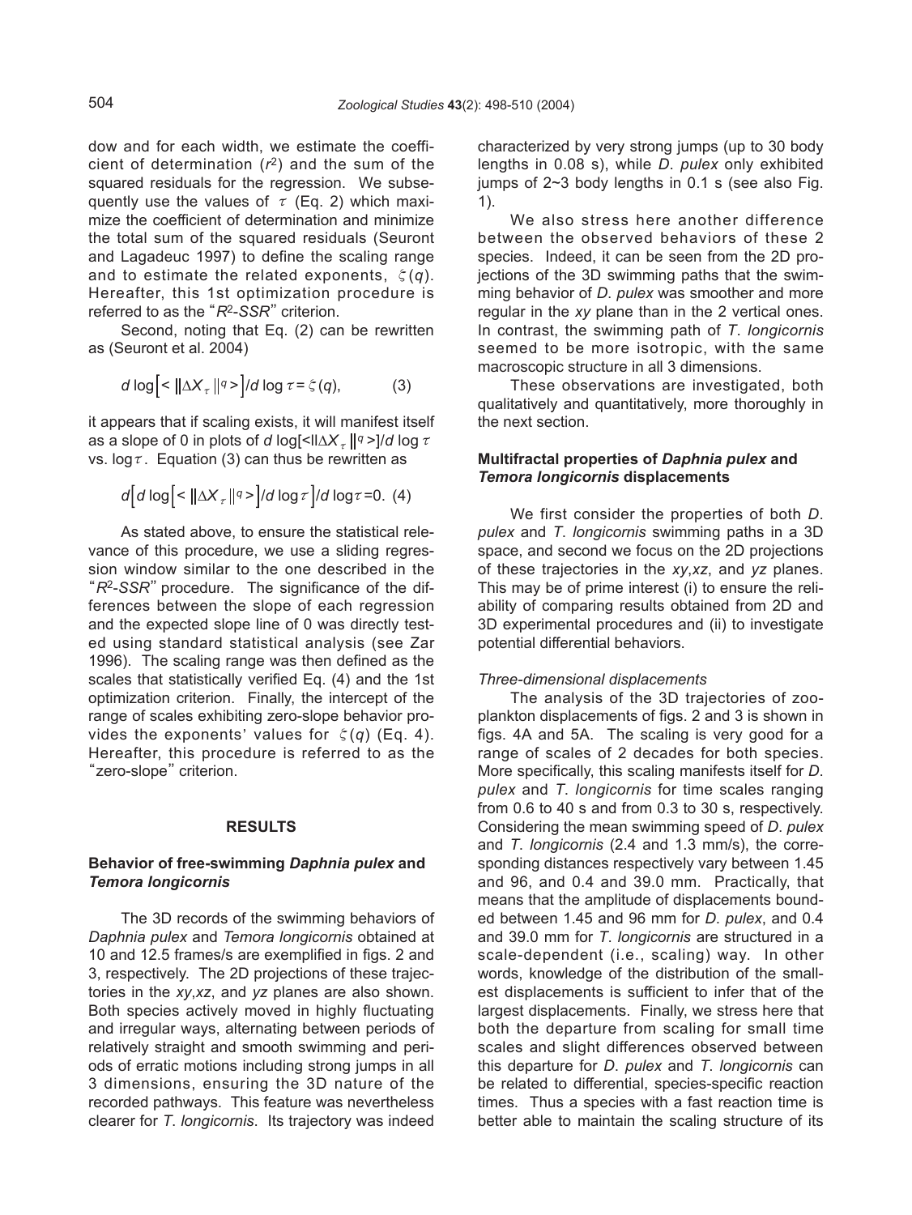dow and for each width, we estimate the coefficient of determination ($r^2$) and the sum of the squared residuals for the regression. We subsequently use the values of $\tau$ (Eq. 2) which maximize the coefficient of determination and minimize the total sum of the squared residuals (Seuront and Lagadeuc 1997) to define the scaling range and to estimate the related exponents, $\zeta(q)$. Hereafter, this 1st optimization procedure is referred to as the "$R^2$-*SSR*" criterion.

Second, noting that Eq. (2) can be rewritten as (Seuront et al. 2004)

$$d \log\left[<\|\Delta X_\tau\|^q>\right]/d \log \tau = \zeta(q), \qquad (3)$$

it appears that if scaling exists, it will manifest itself as a slope of 0 in plots of $d \log[<\|\Delta X_\tau\|^q>]/d \log \tau$ vs. $\log\tau$. Equation (3) can thus be rewritten as

$$d\left[d \log\left[<\|\Delta X_\tau\|^q>\right]/d \log\tau\right]/d \log\tau = 0. \quad (4)$$

As stated above, to ensure the statistical relevance of this procedure, we use a sliding regression window similar to the one described in the "$R^2$-*SSR*" procedure. The significance of the differences between the slope of each regression and the expected slope line of 0 was directly tested using standard statistical analysis (see Zar 1996). The scaling range was then defined as the scales that statistically verified Eq. (4) and the 1st optimization criterion. Finally, the intercept of the range of scales exhibiting zero-slope behavior provides the exponents' values for $\zeta(q)$ (Eq. 4). Hereafter, this procedure is referred to as the "zero-slope" criterion.

## RESULTS

### Behavior of free-swimming *Daphnia pulex* and *Temora longicornis*

The 3D records of the swimming behaviors of *Daphnia pulex* and *Temora longicornis* obtained at 10 and 12.5 frames/s are exemplified in figs. 2 and 3, respectively. The 2D projections of these trajectories in the *xy*,*xz*, and *yz* planes are also shown. Both species actively moved in highly fluctuating and irregular ways, alternating between periods of relatively straight and smooth swimming and periods of erratic motions including strong jumps in all 3 dimensions, ensuring the 3D nature of the recorded pathways. This feature was nevertheless clearer for *T*. *longicornis*. Its trajectory was indeed characterized by very strong jumps (up to 30 body lengths in 0.08 s), while *D*. *pulex* only exhibited jumps of 2~3 body lengths in 0.1 s (see also Fig. 1).

We also stress here another difference between the observed behaviors of these 2 species. Indeed, it can be seen from the 2D projections of the 3D swimming paths that the swimming behavior of *D*. *pulex* was smoother and more regular in the *xy* plane than in the 2 vertical ones. In contrast, the swimming path of *T*. *longicornis* seemed to be more isotropic, with the same macroscopic structure in all 3 dimensions.

These observations are investigated, both qualitatively and quantitatively, more thoroughly in the next section.

### Multifractal properties of *Daphnia pulex* and *Temora longicornis* displacements

We first consider the properties of both *D*. *pulex* and *T*. *longicornis* swimming paths in a 3D space, and second we focus on the 2D projections of these trajectories in the *xy*,*xz*, and *yz* planes. This may be of prime interest (i) to ensure the reliability of comparing results obtained from 2D and 3D experimental procedures and (ii) to investigate potential differential behaviors.

#### *Three-dimensional displacements*

The analysis of the 3D trajectories of zooplankton displacements of figs. 2 and 3 is shown in figs. 4A and 5A. The scaling is very good for a range of scales of 2 decades for both species. More specifically, this scaling manifests itself for *D*. *pulex* and *T*. *longicornis* for time scales ranging from 0.6 to 40 s and from 0.3 to 30 s, respectively. Considering the mean swimming speed of *D*. *pulex* and *T*. *longicornis* (2.4 and 1.3 mm/s), the corresponding distances respectively vary between 1.45 and 96, and 0.4 and 39.0 mm. Practically, that means that the amplitude of displacements bounded between 1.45 and 96 mm for *D*. *pulex*, and 0.4 and 39.0 mm for *T*. *longicornis* are structured in a scale-dependent (i.e., scaling) way. In other words, knowledge of the distribution of the smallest displacements is sufficient to infer that of the largest displacements. Finally, we stress here that both the departure from scaling for small time scales and slight differences observed between this departure for *D*. *pulex* and *T*. *longicornis* can be related to differential, species-specific reaction times. Thus a species with a fast reaction time is better able to maintain the scaling structure of its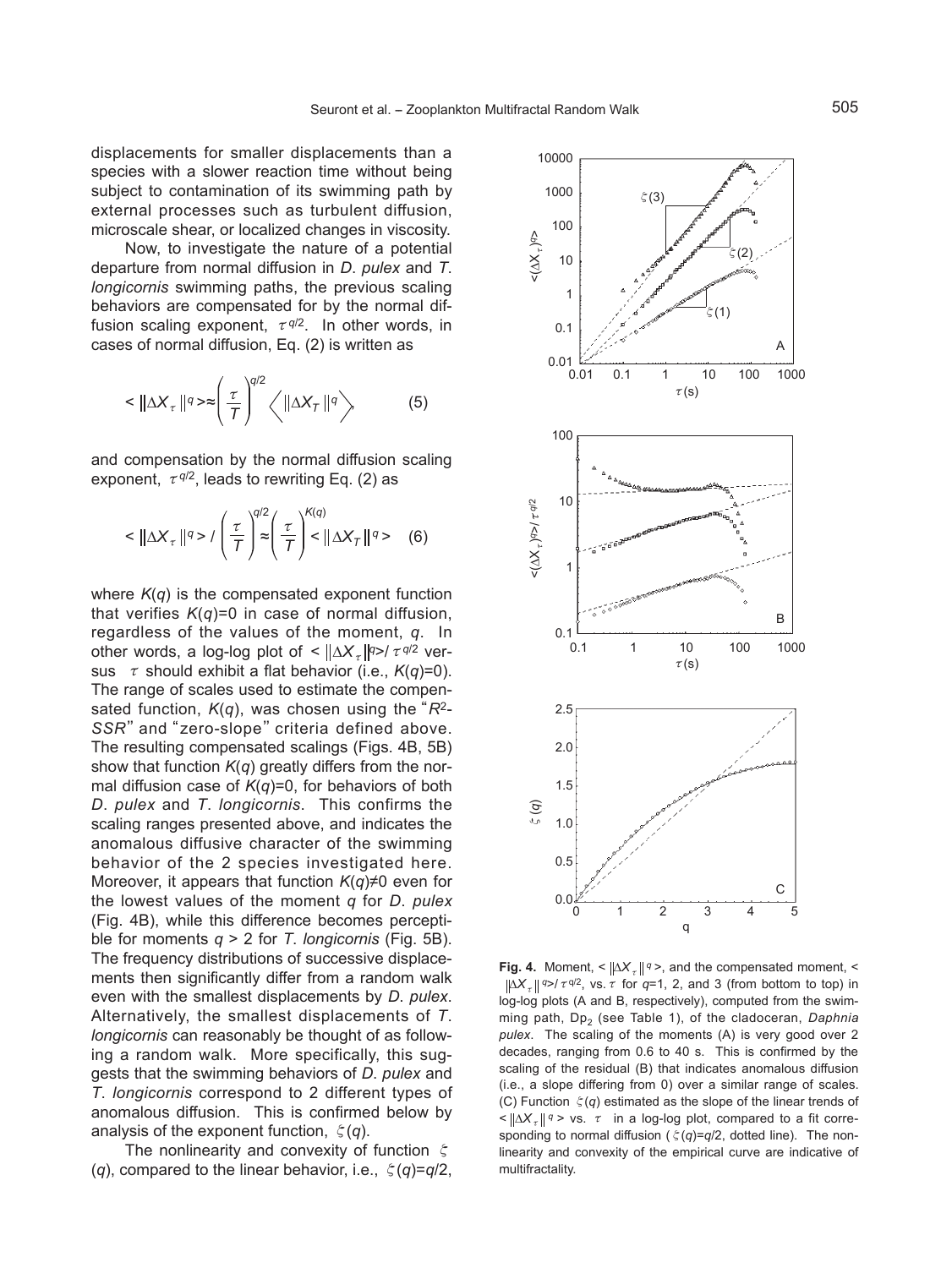displacements for smaller displacements than a species with a slower reaction time without being subject to contamination of its swimming path by external processes such as turbulent diffusion, microscale shear, or localized changes in viscosity.

Now, to investigate the nature of a potential departure from normal diffusion in *D. pulex* and *T. longicornis* swimming paths, the previous scaling behaviors are compensated for by the normal diffusion scaling exponent, $\tau^{q/2}$. In other words, in cases of normal diffusion, Eq. (2) is written as

$$< \|\Delta X_\tau\|^q > \approx \left(\frac{\tau}{T}\right)^{q/2} \left\langle \|\Delta X_T\|^q \right\rangle \qquad (5)$$

and compensation by the normal diffusion scaling exponent, $\tau^{q/2}$, leads to rewriting Eq. (2) as

$$< \|\Delta X_\tau\|^q > / \left(\frac{\tau}{T}\right)^{q/2} \approx \left(\frac{\tau}{T}\right)^{K(q)} < \|\Delta X_T\|^q > \qquad (6)$$

where $K(q)$ is the compensated exponent function that verifies $K(q)=0$ in case of normal diffusion, regardless of the values of the moment, $q$. In other words, a log-log plot of $< \|\Delta X_\tau\|^q > / \tau^{q/2}$ versus $\tau$ should exhibit a flat behavior (i.e., $K(q)=0$). The range of scales used to estimate the compensated function, $K(q)$, was chosen using the "$R^2$-*SSR*" and "zero-slope" criteria defined above. The resulting compensated scalings (Figs. 4B, 5B) show that function $K(q)$ greatly differs from the normal diffusion case of $K(q)=0$, for behaviors of both *D. pulex* and *T. longicornis*. This confirms the scaling ranges presented above, and indicates the anomalous diffusive character of the swimming behavior of the 2 species investigated here. Moreover, it appears that function $K(q)\neq 0$ even for the lowest values of the moment $q$ for *D. pulex* (Fig. 4B), while this difference becomes perceptible for moments $q > 2$ for *T. longicornis* (Fig. 5B). The frequency distributions of successive displacements then significantly differ from a random walk even with the smallest displacements by *D. pulex*. Alternatively, the smallest displacements of *T. longicornis* can reasonably be thought of as following a random walk. More specifically, this suggests that the swimming behaviors of *D. pulex* and *T. longicornis* correspond to 2 different types of anomalous diffusion. This is confirmed below by analysis of the exponent function, $\zeta(q)$.

The nonlinearity and convexity of function $\zeta(q)$, compared to the linear behavior, i.e., $\zeta(q)=q/2$,

**Fig. 4.** Moment, $< \|\Delta X_\tau\|^q >$, and the compensated moment, $< \|\Delta X_\tau\|^q > / \tau^{q/2}$, vs. $\tau$ for $q$=1, 2, and 3 (from bottom to top) in log-log plots (A and B, respectively), computed from the swimming path, $Dp_2$ (see Table 1), of the cladoceran, *Daphnia pulex*. The scaling of the moments (A) is very good over 2 decades, ranging from 0.6 to 40 s. This is confirmed by the scaling of the residual (B) that indicates anomalous diffusion (i.e., a slope differing from 0) over a similar range of scales. (C) Function $\zeta(q)$ estimated as the slope of the linear trends of $< \|\Delta X_\tau\|^q >$ vs. $\tau$ in a log-log plot, compared to a fit corresponding to normal diffusion ($\zeta(q)=q/2$, dotted line). The nonlinearity and convexity of the empirical curve are indicative of multifractality.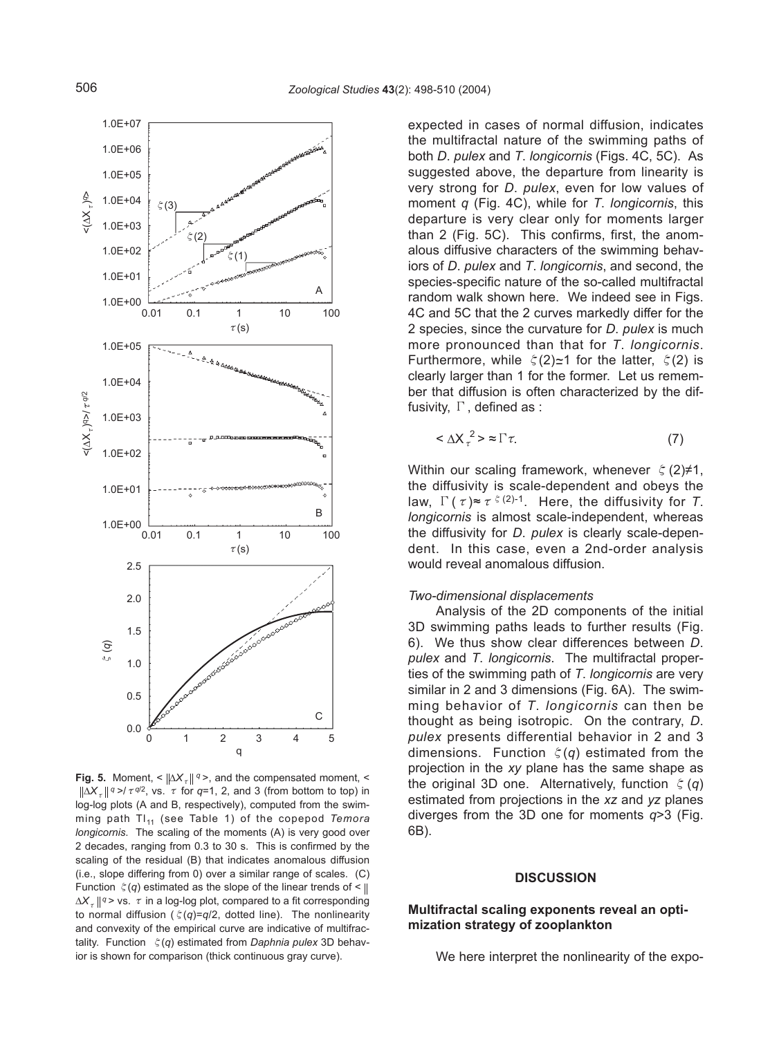**Fig. 5.** Moment, $< \|\Delta X_\tau\|^q >$, and the compensated moment, $< \|\Delta X_\tau\|^q > / \tau^{q/2}$, vs. $\tau$ for $q$=1, 2, and 3 (from bottom to top) in log-log plots (A and B, respectively), computed from the swimming path $TI_{11}$ (see Table 1) of the copepod *Temora longicornis*. The scaling of the moments (A) is very good over 2 decades, ranging from 0.3 to 30 s. This is confirmed by the scaling of the residual (B) that indicates anomalous diffusion (i.e., slope differing from 0) over a similar range of scales. (C) Function $\zeta(q)$ estimated as the slope of the linear trends of $< \|\Delta X_\tau\|^q >$ vs. $\tau$ in a log-log plot, compared to a fit corresponding to normal diffusion ($\zeta(q)=q/2$, dotted line). The nonlinearity and convexity of the empirical curve are indicative of multifractality. Function $\zeta(q)$ estimated from *Daphnia pulex* 3D behavior is shown for comparison (thick continuous gray curve).

expected in cases of normal diffusion, indicates the multifractal nature of the swimming paths of both *D. pulex* and *T. longicornis* (Figs. 4C, 5C). As suggested above, the departure from linearity is very strong for *D. pulex*, even for low values of moment $q$ (Fig. 4C), while for *T. longicornis*, this departure is very clear only for moments larger than 2 (Fig. 5C). This confirms, first, the anomalous diffusive characters of the swimming behaviors of *D. pulex* and *T. longicornis*, and second, the species-specific nature of the so-called multifractal random walk shown here. We indeed see in Figs. 4C and 5C that the 2 curves markedly differ for the 2 species, since the curvature for *D. pulex* is much more pronounced than that for *T. longicornis*. Furthermore, while $\zeta(2) \simeq 1$ for the latter, $\zeta(2)$ is clearly larger than 1 for the former. Let us remember that diffusion is often characterized by the diffusivity, $\Gamma$, defined as :

$$< \Delta X_\tau^2 > \approx \Gamma\tau. \qquad (7)$$

Within our scaling framework, whenever $\zeta(2) \neq 1$, the diffusivity is scale-dependent and obeys the law, $\Gamma(\tau) \approx \tau^{\zeta(2)-1}$. Here, the diffusivity for *T. longicornis* is almost scale-independent, whereas the diffusivity for *D. pulex* is clearly scale-dependent. In this case, even a 2nd-order analysis would reveal anomalous diffusion.

*Two-dimensional displacements*

Analysis of the 2D components of the initial 3D swimming paths leads to further results (Fig. 6). We thus show clear differences between *D. pulex* and *T. longicornis*. The multifractal properties of the swimming path of *T. longicornis* are very similar in 2 and 3 dimensions (Fig. 6A). The swimming behavior of *T. longicornis* can then be thought as being isotropic. On the contrary, *D. pulex* presents differential behavior in 2 and 3 dimensions. Function $\zeta(q)$ estimated from the projection in the $xy$ plane has the same shape as the original 3D one. Alternatively, function $\zeta(q)$ estimated from projections in the $xz$ and $yz$ planes diverges from the 3D one for moments $q$>3 (Fig. 6B).

## DISCUSSION

### Multifractal scaling exponents reveal an optimization strategy of zooplankton

We here interpret the nonlinearity of the expo-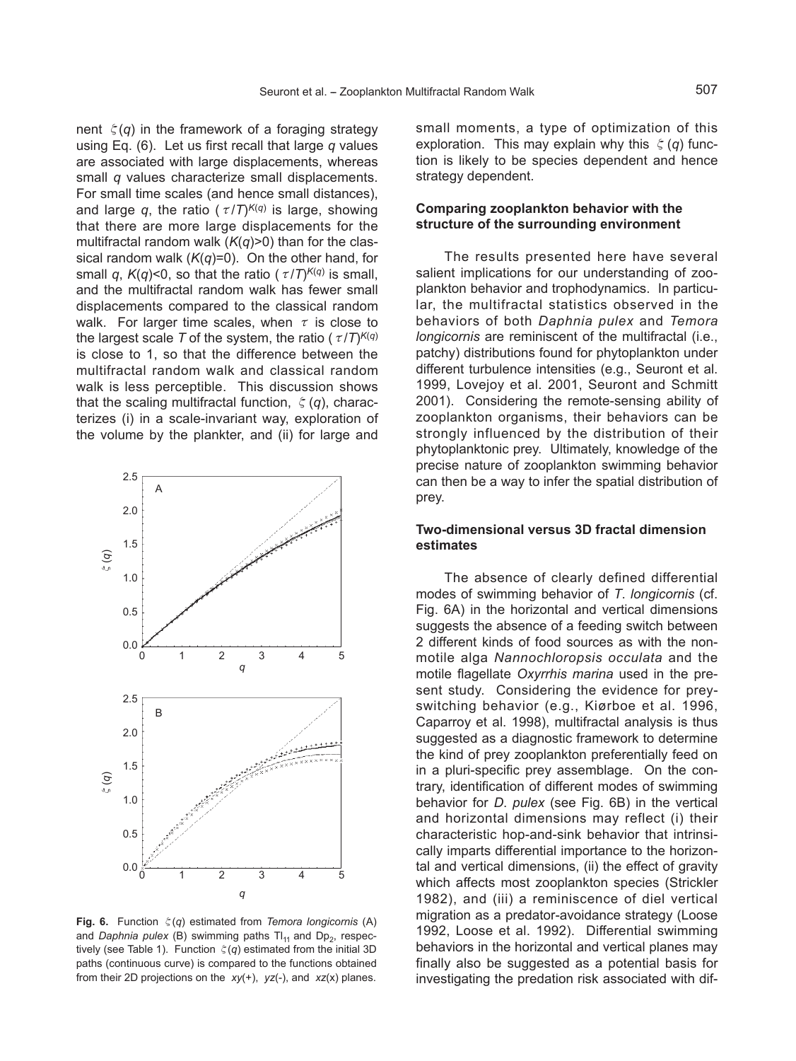nent $\zeta(q)$ in the framework of a foraging strategy using Eq. (6). Let us first recall that large $q$ values are associated with large displacements, whereas small $q$ values characterize small displacements. For small time scales (and hence small distances), and large $q$, the ratio $(\tau/T)^{K(q)}$ is large, showing that there are more large displacements for the multifractal random walk ($K(q)>0$) than for the classical random walk ($K(q)=0$). On the other hand, for small $q$, $K(q)<0$, so that the ratio $(\tau/T)^{K(q)}$ is small, and the multifractal random walk has fewer small displacements compared to the classical random walk. For larger time scales, when $\tau$ is close to the largest scale $T$ of the system, the ratio $(\tau/T)^{K(q)}$ is close to 1, so that the difference between the multifractal random walk and classical random walk is less perceptible. This discussion shows that the scaling multifractal function, $\zeta(q)$, characterizes (i) in a scale-invariant way, exploration of the volume by the plankter, and (ii) for large and small moments, a type of optimization of this exploration. This may explain why this $\zeta(q)$ function is likely to be species dependent and hence strategy dependent.

**Fig. 6.** Function $\zeta(q)$ estimated from *Temora longicornis* (A) and *Daphnia pulex* (B) swimming paths $Tl_{11}$ and $Dp_2$, respectively (see Table 1). Function $\zeta(q)$ estimated from the initial 3D paths (continuous curve) is compared to the functions obtained from their 2D projections on the $xy$(+), $yz$(-), and $xz$(x) planes.

### Comparing zooplankton behavior with the structure of the surrounding environment

The results presented here have several salient implications for our understanding of zooplankton behavior and trophodynamics. In particular, the multifractal statistics observed in the behaviors of both *Daphnia pulex* and *Temora longicornis* are reminiscent of the multifractal (i.e., patchy) distributions found for phytoplankton under different turbulence intensities (e.g., Seuront et al. 1999, Lovejoy et al. 2001, Seuront and Schmitt 2001). Considering the remote-sensing ability of zooplankton organisms, their behaviors can be strongly influenced by the distribution of their phytoplanktonic prey. Ultimately, knowledge of the precise nature of zooplankton swimming behavior can then be a way to infer the spatial distribution of prey.

### Two-dimensional versus 3D fractal dimension estimates

The absence of clearly defined differential modes of swimming behavior of *T. longicornis* (cf. Fig. 6A) in the horizontal and vertical dimensions suggests the absence of a feeding switch between 2 different kinds of food sources as with the non-motile alga *Nannochloropsis occulata* and the motile flagellate *Oxyrrhis marina* used in the present study. Considering the evidence for prey-switching behavior (e.g., Kiørboe et al. 1996, Caparroy et al. 1998), multifractal analysis is thus suggested as a diagnostic framework to determine the kind of prey zooplankton preferentially feed on in a pluri-specific prey assemblage. On the contrary, identification of different modes of swimming behavior for *D. pulex* (see Fig. 6B) in the vertical and horizontal dimensions may reflect (i) their characteristic hop-and-sink behavior that intrinsically imparts differential importance to the horizontal and vertical dimensions, (ii) the effect of gravity which affects most zooplankton species (Strickler 1982), and (iii) a reminiscence of diel vertical migration as a predator-avoidance strategy (Loose 1992, Loose et al. 1992). Differential swimming behaviors in the horizontal and vertical planes may finally also be suggested as a potential basis for investigating the predation risk associated with dif-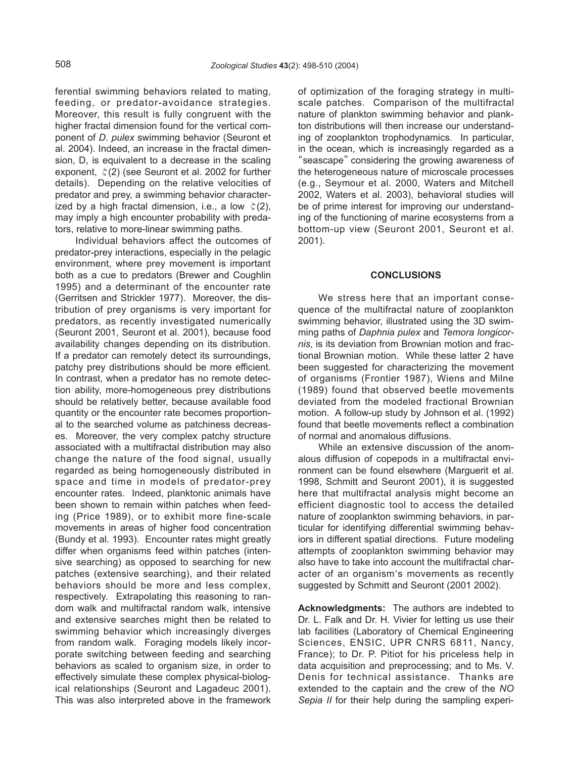ferential swimming behaviors related to mating, feeding, or predator-avoidance strategies. Moreover, this result is fully congruent with the higher fractal dimension found for the vertical component of *D. pulex* swimming behavior (Seuront et al. 2004). Indeed, an increase in the fractal dimension, D, is equivalent to a decrease in the scaling exponent, $\zeta(2)$ (see Seuront et al. 2002 for further details). Depending on the relative velocities of predator and prey, a swimming behavior characterized by a high fractal dimension, i.e., a low $\zeta(2)$, may imply a high encounter probability with predators, relative to more-linear swimming paths.

Individual behaviors affect the outcomes of predator-prey interactions, especially in the pelagic environment, where prey movement is important both as a cue to predators (Brewer and Coughlin 1995) and a determinant of the encounter rate (Gerritsen and Strickler 1977). Moreover, the distribution of prey organisms is very important for predators, as recently investigated numerically (Seuront 2001, Seuront et al. 2001), because food availability changes depending on its distribution. If a predator can remotely detect its surroundings, patchy prey distributions should be more efficient. In contrast, when a predator has no remote detection ability, more-homogeneous prey distributions should be relatively better, because available food quantity or the encounter rate becomes proportional to the searched volume as patchiness decreases. Moreover, the very complex patchy structure associated with a multifractal distribution may also change the nature of the food signal, usually regarded as being homogeneously distributed in space and time in models of predator-prey encounter rates. Indeed, planktonic animals have been shown to remain within patches when feeding (Price 1989), or to exhibit more fine-scale movements in areas of higher food concentration (Bundy et al. 1993). Encounter rates might greatly differ when organisms feed within patches (intensive searching) as opposed to searching for new patches (extensive searching), and their related behaviors should be more and less complex, respectively. Extrapolating this reasoning to random walk and multifractal random walk, intensive and extensive searches might then be related to swimming behavior which increasingly diverges from random walk. Foraging models likely incorporate switching between feeding and searching behaviors as scaled to organism size, in order to effectively simulate these complex physical-biological relationships (Seuront and Lagadeuc 2001). This was also interpreted above in the framework of optimization of the foraging strategy in multiscale patches. Comparison of the multifractal nature of plankton swimming behavior and plankton distributions will then increase our understanding of zooplankton trophodynamics. In particular, in the ocean, which is increasingly regarded as a "seascape" considering the growing awareness of the heterogeneous nature of microscale processes (e.g., Seymour et al. 2000, Waters and Mitchell 2002, Waters et al. 2003), behavioral studies will be of prime interest for improving our understanding of the functioning of marine ecosystems from a bottom-up view (Seuront 2001, Seuront et al. 2001).

## CONCLUSIONS

We stress here that an important consequence of the multifractal nature of zooplankton swimming behavior, illustrated using the 3D swimming paths of *Daphnia pulex* and *Temora longicornis*, is its deviation from Brownian motion and fractional Brownian motion. While these latter 2 have been suggested for characterizing the movement of organisms (Frontier 1987), Wiens and Milne (1989) found that observed beetle movements deviated from the modeled fractional Brownian motion. A follow-up study by Johnson et al. (1992) found that beetle movements reflect a combination of normal and anomalous diffusions.

While an extensive discussion of the anomalous diffusion of copepods in a multifractal environment can be found elsewhere (Marguerit et al. 1998, Schmitt and Seuront 2001), it is suggested here that multifractal analysis might become an efficient diagnostic tool to access the detailed nature of zooplankton swimming behaviors, in particular for identifying differential swimming behaviors in different spatial directions. Future modeling attempts of zooplankton swimming behavior may also have to take into account the multifractal character of an organism's movements as recently suggested by Schmitt and Seuront (2001 2002).

**Acknowledgments:** The authors are indebted to Dr. L. Falk and Dr. H. Vivier for letting us use their lab facilities (Laboratory of Chemical Engineering Sciences, ENSIC, UPR CNRS 6811, Nancy, France); to Dr. P. Pitiot for his priceless help in data acquisition and preprocessing; and to Ms. V. Denis for technical assistance. Thanks are extended to the captain and the crew of the *NO Sepia II* for their help during the sampling experi-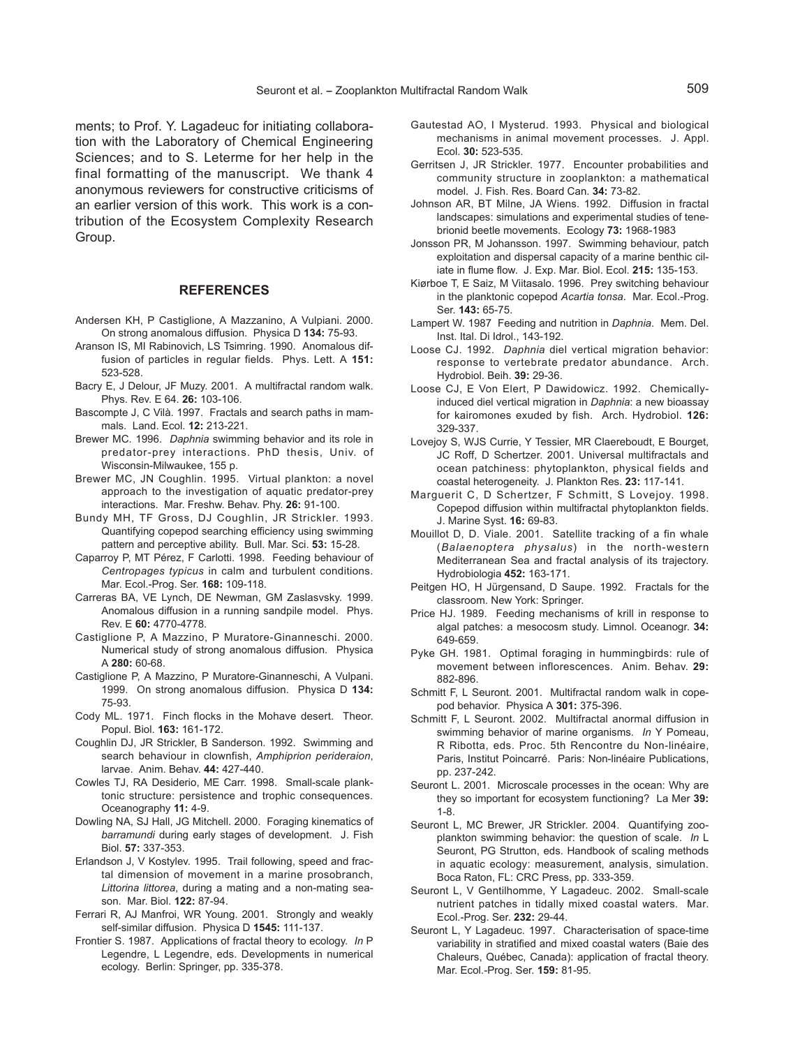ments; to Prof. Y. Lagadeuc for initiating collaboration with the Laboratory of Chemical Engineering Sciences; and to S. Leterme for her help in the final formatting of the manuscript. We thank 4 anonymous reviewers for constructive criticisms of an earlier version of this work. This work is a contribution of the Ecosystem Complexity Research Group.

## REFERENCES

Andersen KH, P Castiglione, A Mazzanino, A Vulpiani. 2000. On strong anomalous diffusion. Physica D **134:** 75-93.

Aranson IS, MI Rabinovich, LS Tsimring. 1990. Anomalous diffusion of particles in regular fields. Phys. Lett. A **151:** 523-528.

Bacry E, J Delour, JF Muzy. 2001. A multifractal random walk. Phys. Rev. E 64. **26:** 103-106.

Bascompte J, C Vilà. 1997. Fractals and search paths in mammals. Land. Ecol. **12:** 213-221.

Brewer MC. 1996. *Daphnia* swimming behavior and its role in predator-prey interactions. PhD thesis, Univ. of Wisconsin-Milwaukee, 155 p.

Brewer MC, JN Coughlin. 1995. Virtual plankton: a novel approach to the investigation of aquatic predator-prey interactions. Mar. Freshw. Behav. Phy. **26:** 91-100.

Bundy MH, TF Gross, DJ Coughlin, JR Strickler. 1993. Quantifying copepod searching efficiency using swimming pattern and perceptive ability. Bull. Mar. Sci. **53:** 15-28.

Caparroy P, MT Pérez, F Carlotti. 1998. Feeding behaviour of *Centropages typicus* in calm and turbulent conditions. Mar. Ecol.-Prog. Ser. **168:** 109-118.

Carreras BA, VE Lynch, DE Newman, GM Zaslavsky. 1999. Anomalous diffusion in a running sandpile model. Phys. Rev. E **60:** 4770-4778.

Castiglione P, A Mazzino, P Muratore-Ginanneschi. 2000. Numerical study of strong anomalous diffusion. Physica A **280:** 60-68.

Castiglione P, A Mazzino, P Muratore-Ginanneschi, A Vulpani. 1999. On strong anomalous diffusion. Physica D **134:** 75-93.

Cody ML. 1971. Finch flocks in the Mohave desert. Theor. Popul. Biol. **163:** 161-172.

Coughlin DJ, JR Strickler, B Sanderson. 1992. Swimming and search behaviour in clownfish, *Amphiprion perideraion*, larvae. Anim. Behav. **44:** 427-440.

Cowles TJ, RA Desiderio, ME Carr. 1998. Small-scale planktonic structure: persistence and trophic consequences. Oceanography **11:** 4-9.

Dowling NA, SJ Hall, JG Mitchell. 2000. Foraging kinematics of *barramundi* during early stages of development. J. Fish Biol. **57:** 337-353.

Erlandson J, V Kostylev. 1995. Trail following, speed and fractal dimension of movement in a marine prosobranch, *Littorina littorea*, during a mating and a non-mating season. Mar. Biol. **122:** 87-94.

Ferrari R, AJ Manfroi, WR Young. 2001. Strongly and weakly self-similar diffusion. Physica D **1545:** 111-137.

Frontier S. 1987. Applications of fractal theory to ecology. *In* P Legendre, L Legendre, eds. Developments in numerical ecology. Berlin: Springer, pp. 335-378.

Gautestad AO, I Mysterud. 1993. Physical and biological mechanisms in animal movement processes. J. Appl. Ecol. **30:** 523-535.

Gerritsen J, JR Strickler. 1977. Encounter probabilities and community structure in zooplankton: a mathematical model. J. Fish. Res. Board Can. **34:** 73-82.

Johnson AR, BT Milne, JA Wiens. 1992. Diffusion in fractal landscapes: simulations and experimental studies of tenebrionid beetle movements. Ecology **73:** 1968-1983

Jonsson PR, M Johansson. 1997. Swimming behaviour, patch exploitation and dispersal capacity of a marine benthic ciliate in flume flow. J. Exp. Mar. Biol. Ecol. **215:** 135-153.

Kiørboe T, E Saiz, M Viitasalo. 1996. Prey switching behaviour in the planktonic copepod *Acartia tonsa*. Mar. Ecol.-Prog. Ser. **143:** 65-75.

Lampert W. 1987 Feeding and nutrition in *Daphnia*. Mem. Del. Inst. Ital. Di Idrol., 143-192.

Loose CJ. 1992. *Daphnia* diel vertical migration behavior: response to vertebrate predator abundance. Arch. Hydrobiol. Beih. **39:** 29-36.

Loose CJ, E Von Elert, P Dawidowicz. 1992. Chemically-induced diel vertical migration in *Daphnia*: a new bioassay for kairomones exuded by fish. Arch. Hydrobiol. **126:** 329-337.

Lovejoy S, WJS Currie, Y Tessier, MR Claereboudt, E Bourget, JC Roff, D Schertzer. 2001. Universal multifractals and ocean patchiness: phytoplankton, physical fields and coastal heterogeneity. J. Plankton Res. **23:** 117-141.

Marguerit C, D Schertzer, F Schmitt, S Lovejoy. 1998. Copepod diffusion within multifractal phytoplankton fields. J. Marine Syst. **16:** 69-83.

Mouillot D, D. Viale. 2001. Satellite tracking of a fin whale (*Balaenoptera physalus*) in the north-western Mediterranean Sea and fractal analysis of its trajectory. Hydrobiologia **452:** 163-171.

Peitgen HO, H Jürgensand, D Saupe. 1992. Fractals for the classroom. New York: Springer.

Price HJ. 1989. Feeding mechanisms of krill in response to algal patches: a mesocosm study. Limnol. Oceanogr. **34:** 649-659.

Pyke GH. 1981. Optimal foraging in hummingbirds: rule of movement between inflorescences. Anim. Behav. **29:** 882-896.

Schmitt F, L Seuront. 2001. Multifractal random walk in copepod behavior. Physica A **301:** 375-396.

Schmitt F, L Seuront. 2002. Multifractal anormal diffusion in swimming behavior of marine organisms. *In* Y Pomeau, R Ribotta, eds. Proc. 5th Rencontre du Non-linéaire, Paris, Institut Poincarré. Paris: Non-linéaire Publications, pp. 237-242.

Seuront L. 2001. Microscale processes in the ocean: Why are they so important for ecosystem functioning? La Mer **39:** 1-8.

Seuront L, MC Brewer, JR Strickler. 2004. Quantifying zooplankton swimming behavior: the question of scale. *In* L Seuront, PG Strutton, eds. Handbook of scaling methods in aquatic ecology: measurement, analysis, simulation. Boca Raton, FL: CRC Press, pp. 333-359.

Seuront L, V Gentilhomme, Y Lagadeuc. 2002. Small-scale nutrient patches in tidally mixed coastal waters. Mar. Ecol.-Prog. Ser. **232:** 29-44.

Seuront L, Y Lagadeuc. 1997. Characterisation of space-time variability in stratified and mixed coastal waters (Baie des Chaleurs, Québec, Canada): application of fractal theory. Mar. Ecol.-Prog. Ser. **159:** 81-95.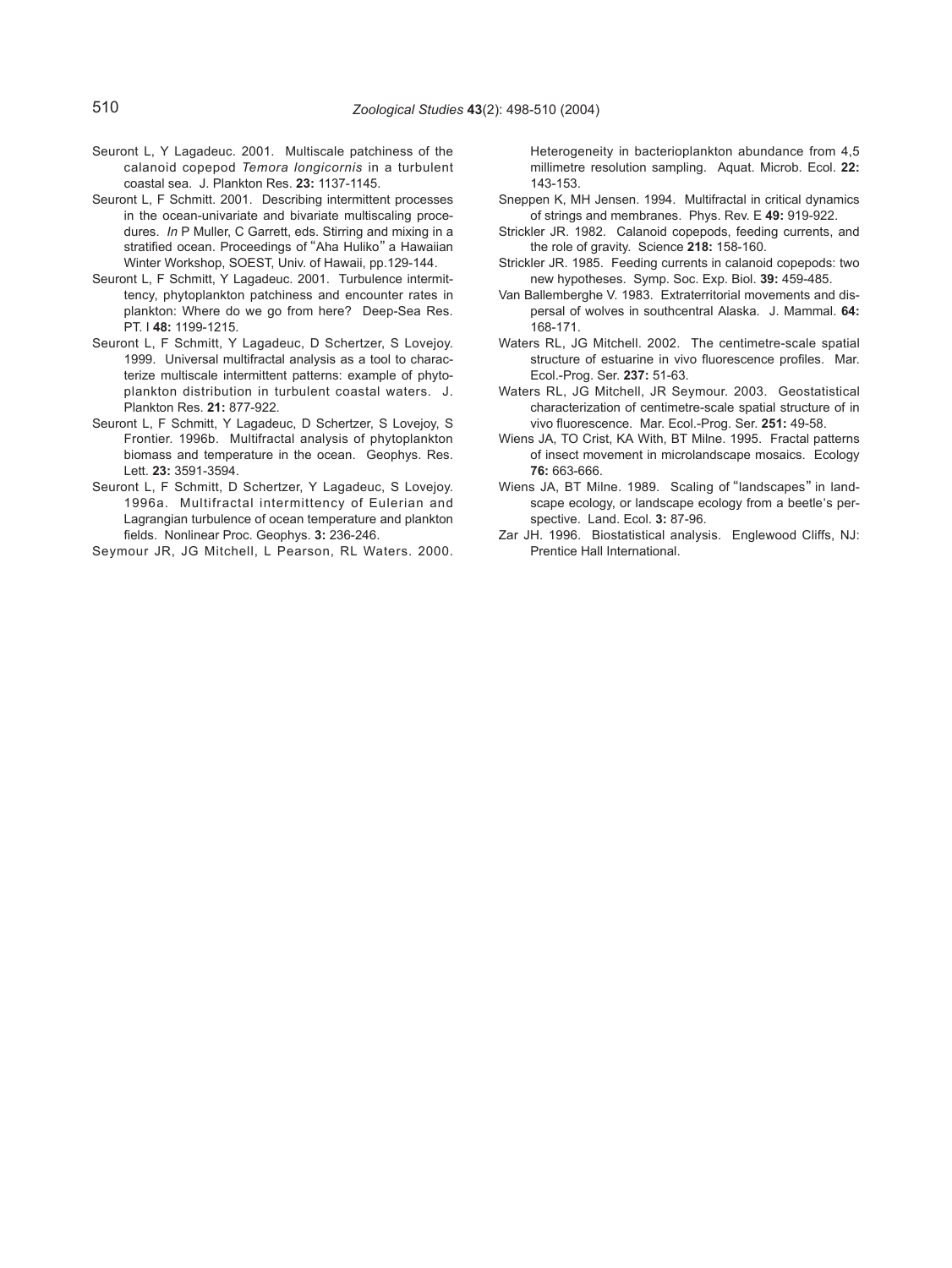Seuront L, Y Lagadeuc. 2001. Multiscale patchiness of the calanoid copepod *Temora longicornis* in a turbulent coastal sea. J. Plankton Res. **23:** 1137-1145.

Seuront L, F Schmitt. 2001. Describing intermittent processes in the ocean-univariate and bivariate multiscaling procedures. *In* P Muller, C Garrett, eds. Stirring and mixing in a stratified ocean. Proceedings of "Aha Huliko" a Hawaiian Winter Workshop, SOEST, Univ. of Hawaii, pp.129-144.

Seuront L, F Schmitt, Y Lagadeuc. 2001. Turbulence intermittency, phytoplankton patchiness and encounter rates in plankton: Where do we go from here? Deep-Sea Res. PT. I **48:** 1199-1215.

Seuront L, F Schmitt, Y Lagadeuc, D Schertzer, S Lovejoy. 1999. Universal multifractal analysis as a tool to characterize multiscale intermittent patterns: example of phytoplankton distribution in turbulent coastal waters. J. Plankton Res. **21:** 877-922.

Seuront L, F Schmitt, Y Lagadeuc, D Schertzer, S Lovejoy, S Frontier. 1996b. Multifractal analysis of phytoplankton biomass and temperature in the ocean. Geophys. Res. Lett. **23:** 3591-3594.

Seuront L, F Schmitt, D Schertzer, Y Lagadeuc, S Lovejoy. 1996a. Multifractal intermittency of Eulerian and Lagrangian turbulence of ocean temperature and plankton fields. Nonlinear Proc. Geophys. **3:** 236-246.

Seymour JR, JG Mitchell, L Pearson, RL Waters. 2000. Heterogeneity in bacterioplankton abundance from 4,5 millimetre resolution sampling. Aquat. Microb. Ecol. **22:** 143-153.

Sneppen K, MH Jensen. 1994. Multifractal in critical dynamics of strings and membranes. Phys. Rev. E **49:** 919-922.

Strickler JR. 1982. Calanoid copepods, feeding currents, and the role of gravity. Science **218:** 158-160.

Strickler JR. 1985. Feeding currents in calanoid copepods: two new hypotheses. Symp. Soc. Exp. Biol. **39:** 459-485.

Van Ballemberghe V. 1983. Extraterritorial movements and dispersal of wolves in southcentral Alaska. J. Mammal. **64:** 168-171.

Waters RL, JG Mitchell. 2002. The centimetre-scale spatial structure of estuarine in vivo fluorescence profiles. Mar. Ecol.-Prog. Ser. **237:** 51-63.

Waters RL, JG Mitchell, JR Seymour. 2003. Geostatistical characterization of centimetre-scale spatial structure of in vivo fluorescence. Mar. Ecol.-Prog. Ser. **251:** 49-58.

Wiens JA, TO Crist, KA With, BT Milne. 1995. Fractal patterns of insect movement in microlandscape mosaics. Ecology **76:** 663-666.

Wiens JA, BT Milne. 1989. Scaling of "landscapes" in landscape ecology, or landscape ecology from a beetle's perspective. Land. Ecol. **3:** 87-96.

Zar JH. 1996. Biostatistical analysis. Englewood Cliffs, NJ: Prentice Hall International.